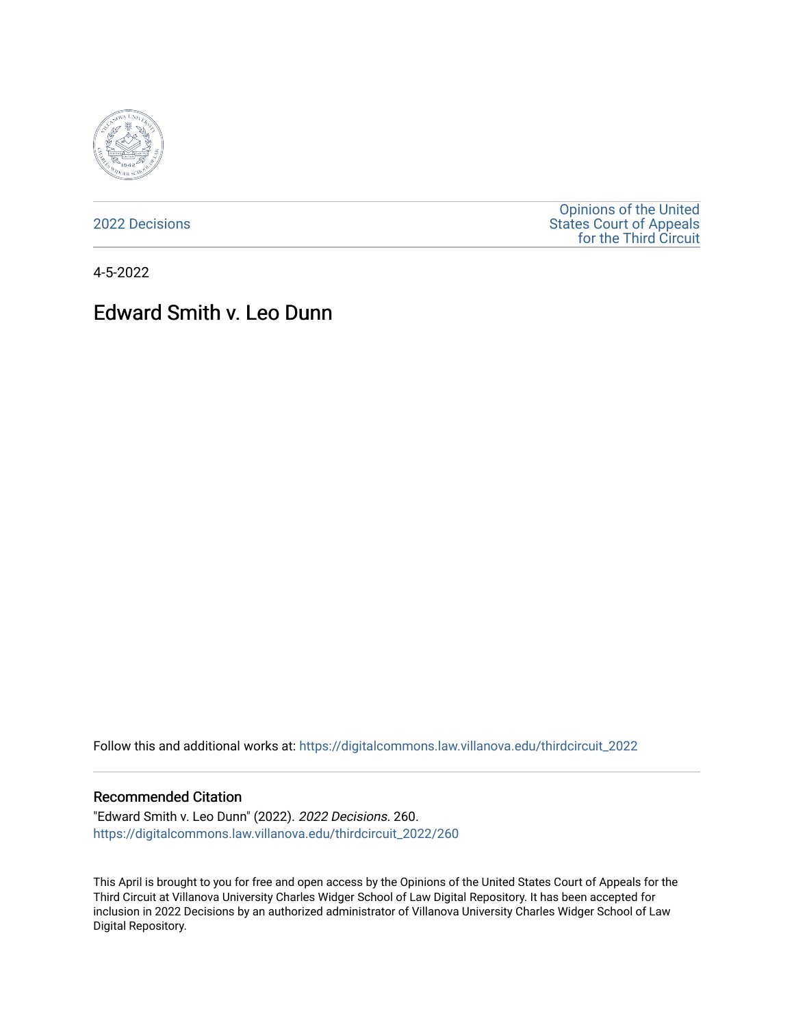2022 Decisions

Opinions of the United States Court of Appeals for the Third Circuit

4-5-2022

# Edward Smith v. Leo Dunn

Follow this and additional works at: https://digitalcommons.law.villanova.edu/thirdcircuit_2022

## Recommended Citation

"Edward Smith v. Leo Dunn" (2022). *2022 Decisions*. 260.
https://digitalcommons.law.villanova.edu/thirdcircuit_2022/260

This April is brought to you for free and open access by the Opinions of the United States Court of Appeals for the Third Circuit at Villanova University Charles Widger School of Law Digital Repository. It has been accepted for inclusion in 2022 Decisions by an authorized administrator of Villanova University Charles Widger School of Law Digital Repository.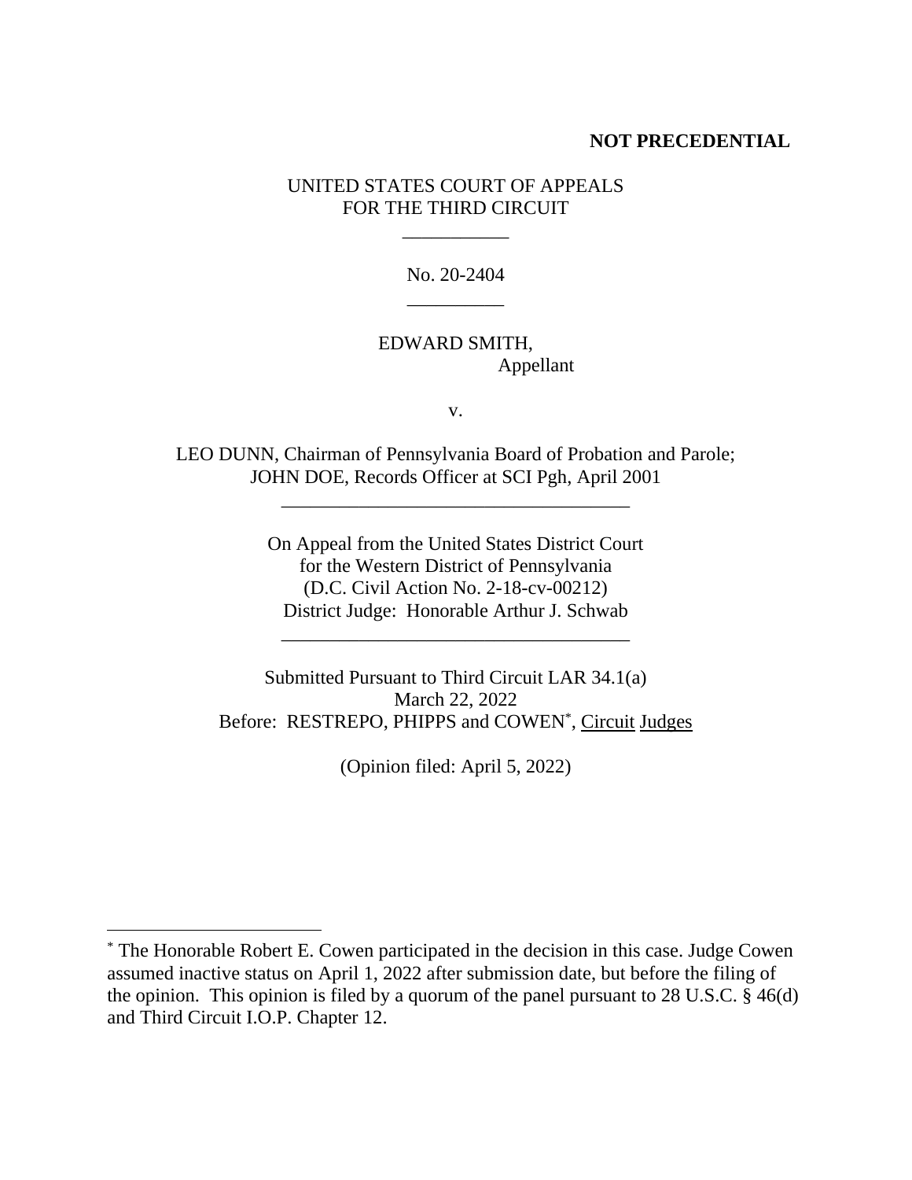**NOT PRECEDENTIAL**

UNITED STATES COURT OF APPEALS
FOR THE THIRD CIRCUIT

\_\_\_\_\_\_\_\_\_\_\_

No. 20-2404

\_\_\_\_\_\_\_\_\_\_

EDWARD SMITH,
Appellant

v.

LEO DUNN, Chairman of Pennsylvania Board of Probation and Parole;
JOHN DOE, Records Officer at SCI Pgh, April 2001

\_\_\_\_\_\_\_\_\_\_\_\_\_\_\_\_\_\_\_\_\_\_\_\_\_\_\_\_\_\_\_\_\_\_\_\_

On Appeal from the United States District Court
for the Western District of Pennsylvania
(D.C. Civil Action No. 2-18-cv-00212)
District Judge: Honorable Arthur J. Schwab

\_\_\_\_\_\_\_\_\_\_\_\_\_\_\_\_\_\_\_\_\_\_\_\_\_\_\_\_\_\_\_\_\_\_\_\_

Submitted Pursuant to Third Circuit LAR 34.1(a)
March 22, 2022
Before: RESTREPO, PHIPPS and COWEN*, Circuit Judges

(Opinion filed: April 5, 2022)

---

* The Honorable Robert E. Cowen participated in the decision in this case. Judge Cowen assumed inactive status on April 1, 2022 after submission date, but before the filing of the opinion. This opinion is filed by a quorum of the panel pursuant to 28 U.S.C. § 46(d) and Third Circuit I.O.P. Chapter 12.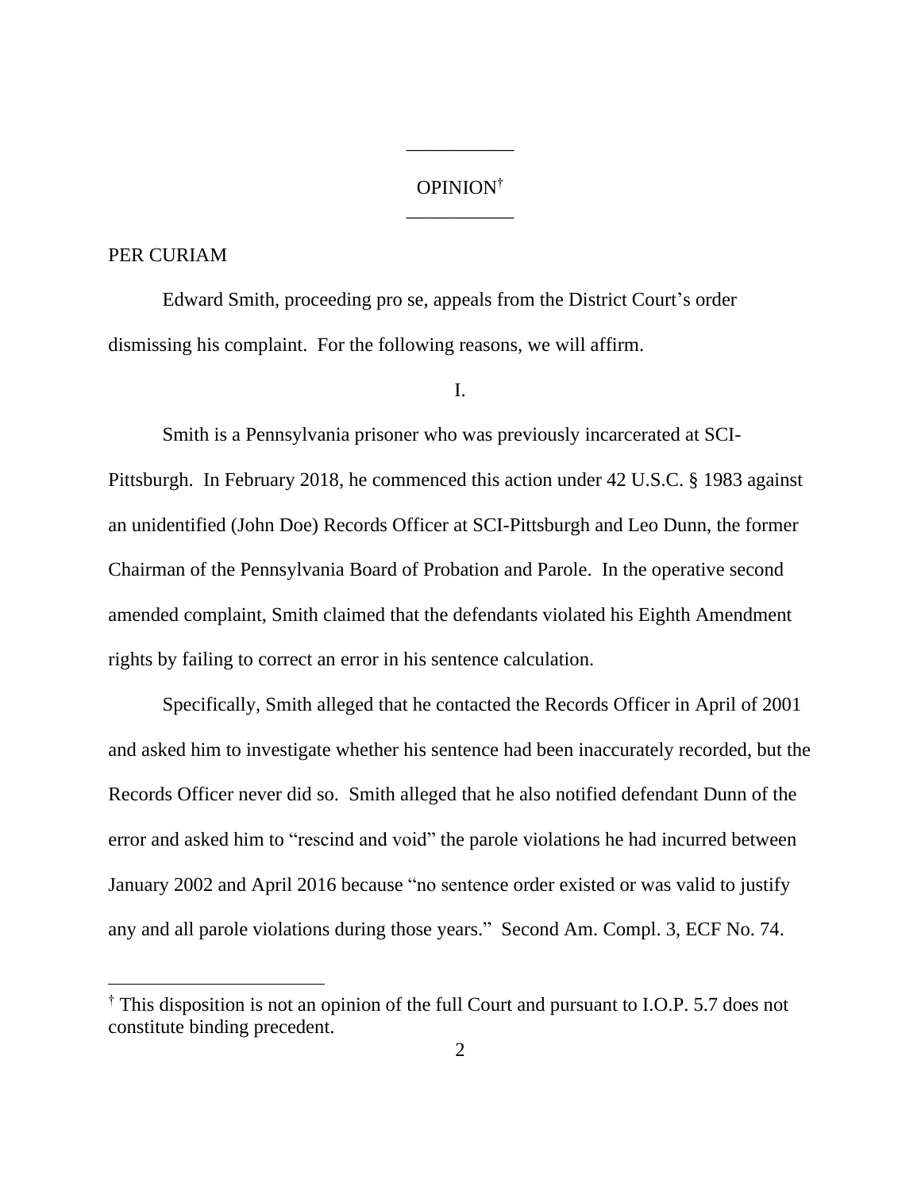OPINION[†]

PER CURIAM

Edward Smith, proceeding pro se, appeals from the District Court's order dismissing his complaint. For the following reasons, we will affirm.

I.

Smith is a Pennsylvania prisoner who was previously incarcerated at SCI-Pittsburgh. In February 2018, he commenced this action under 42 U.S.C. § 1983 against an unidentified (John Doe) Records Officer at SCI-Pittsburgh and Leo Dunn, the former Chairman of the Pennsylvania Board of Probation and Parole. In the operative second amended complaint, Smith claimed that the defendants violated his Eighth Amendment rights by failing to correct an error in his sentence calculation.

Specifically, Smith alleged that he contacted the Records Officer in April of 2001 and asked him to investigate whether his sentence had been inaccurately recorded, but the Records Officer never did so. Smith alleged that he also notified defendant Dunn of the error and asked him to "rescind and void" the parole violations he had incurred between January 2002 and April 2016 because "no sentence order existed or was valid to justify any and all parole violations during those years." Second Am. Compl. 3, ECF No. 74.

---

[†] This disposition is not an opinion of the full Court and pursuant to I.O.P. 5.7 does not constitute binding precedent.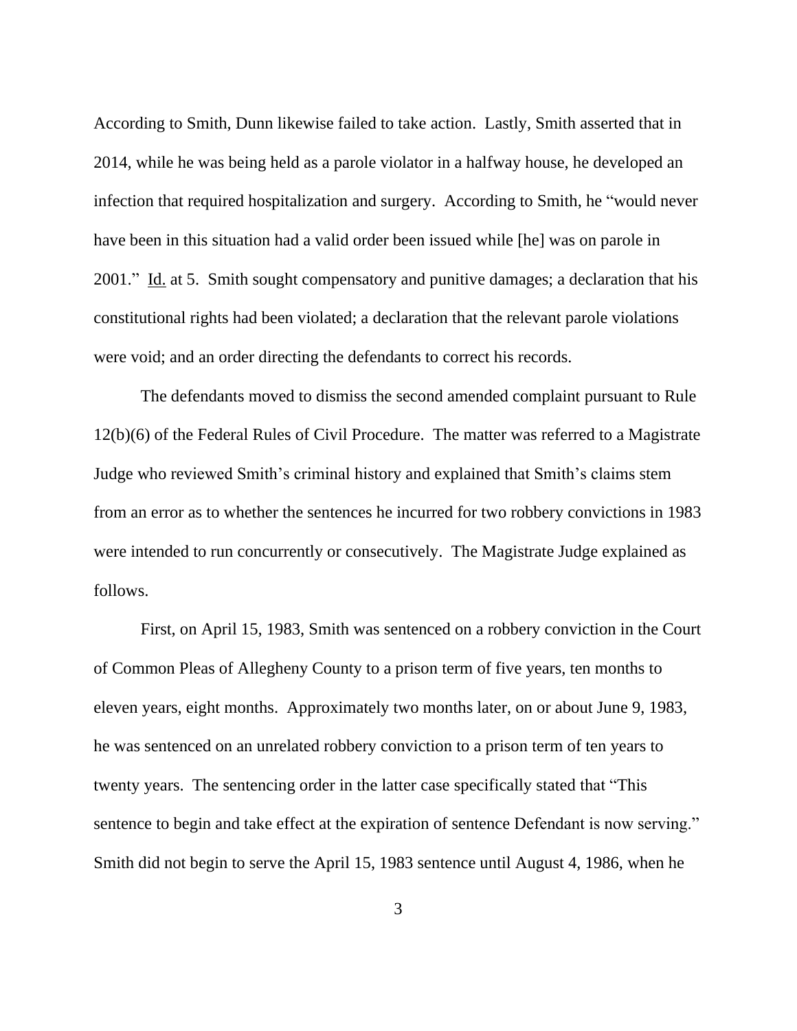According to Smith, Dunn likewise failed to take action. Lastly, Smith asserted that in 2014, while he was being held as a parole violator in a halfway house, he developed an infection that required hospitalization and surgery. According to Smith, he "would never have been in this situation had a valid order been issued while [he] was on parole in 2001." Id. at 5. Smith sought compensatory and punitive damages; a declaration that his constitutional rights had been violated; a declaration that the relevant parole violations were void; and an order directing the defendants to correct his records.

The defendants moved to dismiss the second amended complaint pursuant to Rule 12(b)(6) of the Federal Rules of Civil Procedure. The matter was referred to a Magistrate Judge who reviewed Smith's criminal history and explained that Smith's claims stem from an error as to whether the sentences he incurred for two robbery convictions in 1983 were intended to run concurrently or consecutively. The Magistrate Judge explained as follows.

First, on April 15, 1983, Smith was sentenced on a robbery conviction in the Court of Common Pleas of Allegheny County to a prison term of five years, ten months to eleven years, eight months. Approximately two months later, on or about June 9, 1983, he was sentenced on an unrelated robbery conviction to a prison term of ten years to twenty years. The sentencing order in the latter case specifically stated that "This sentence to begin and take effect at the expiration of sentence Defendant is now serving." Smith did not begin to serve the April 15, 1983 sentence until August 4, 1986, when he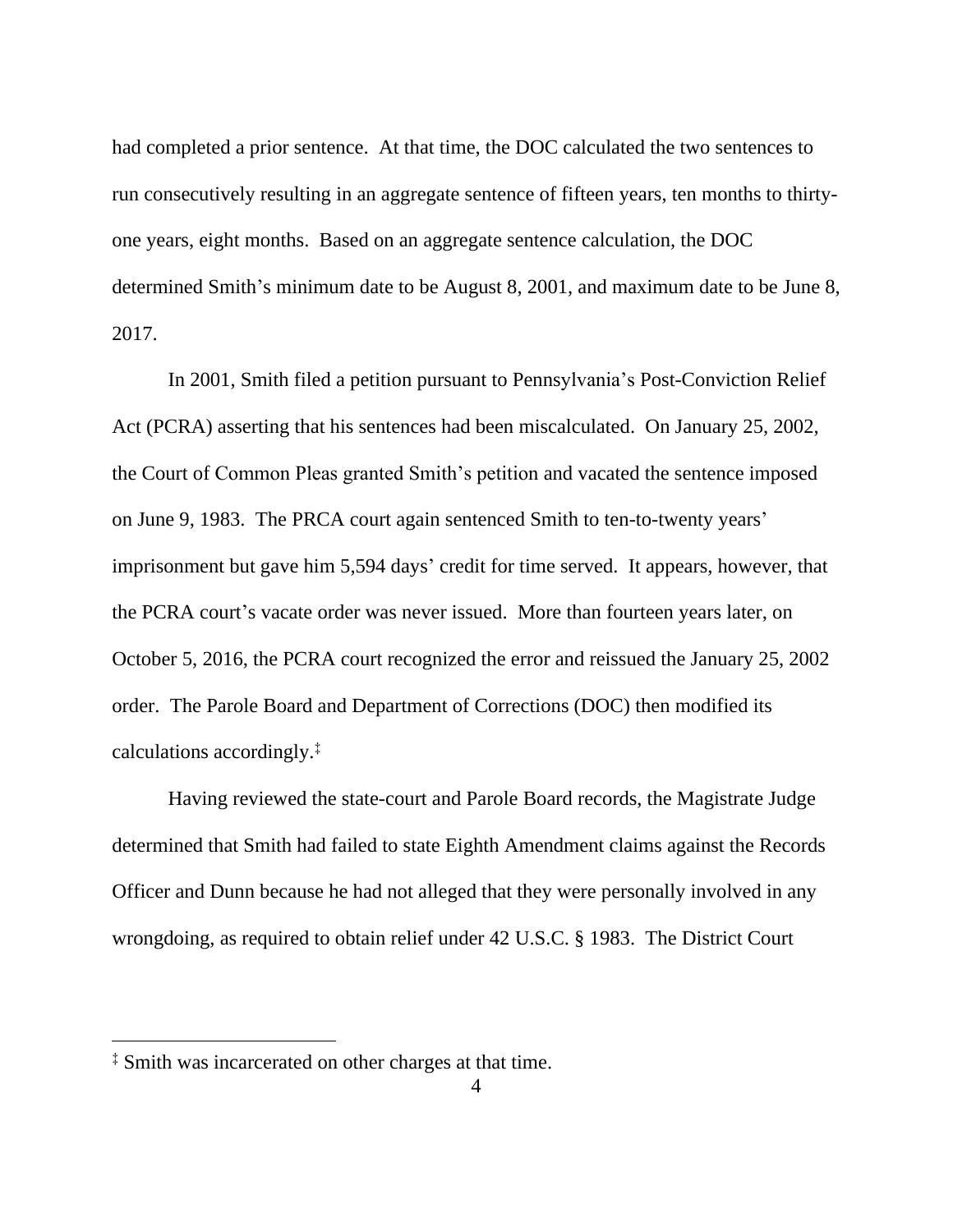had completed a prior sentence. At that time, the DOC calculated the two sentences to run consecutively resulting in an aggregate sentence of fifteen years, ten months to thirty-one years, eight months. Based on an aggregate sentence calculation, the DOC determined Smith's minimum date to be August 8, 2001, and maximum date to be June 8, 2017.

In 2001, Smith filed a petition pursuant to Pennsylvania's Post-Conviction Relief Act (PCRA) asserting that his sentences had been miscalculated. On January 25, 2002, the Court of Common Pleas granted Smith's petition and vacated the sentence imposed on June 9, 1983. The PRCA court again sentenced Smith to ten-to-twenty years' imprisonment but gave him 5,594 days' credit for time served. It appears, however, that the PCRA court's vacate order was never issued. More than fourteen years later, on October 5, 2016, the PCRA court recognized the error and reissued the January 25, 2002 order. The Parole Board and Department of Corrections (DOC) then modified its calculations accordingly.[‡]

Having reviewed the state-court and Parole Board records, the Magistrate Judge determined that Smith had failed to state Eighth Amendment claims against the Records Officer and Dunn because he had not alleged that they were personally involved in any wrongdoing, as required to obtain relief under 42 U.S.C. § 1983. The District Court

---

[‡] Smith was incarcerated on other charges at that time.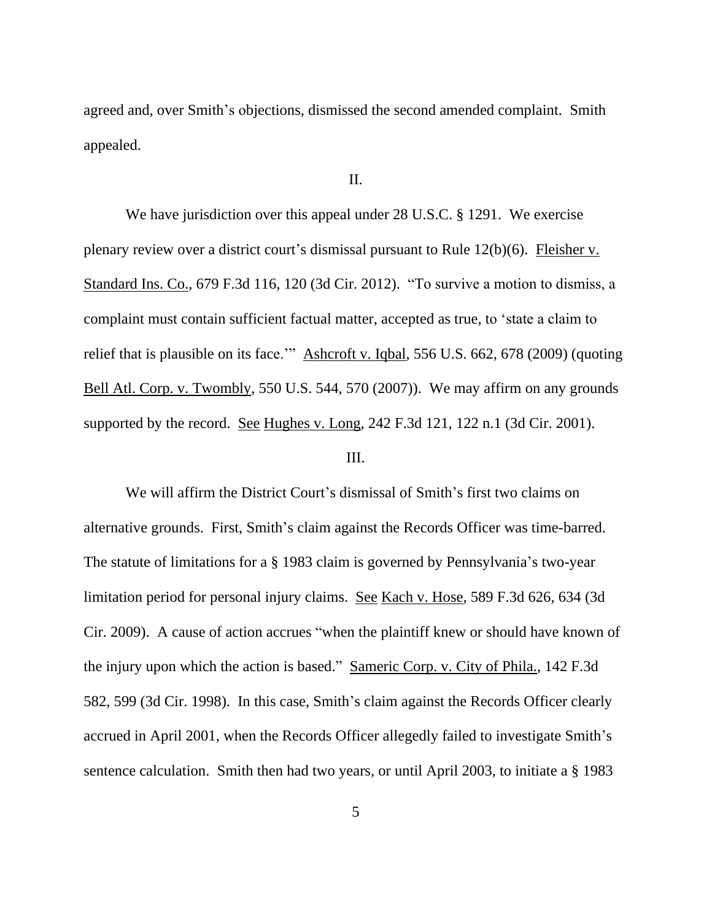agreed and, over Smith's objections, dismissed the second amended complaint. Smith appealed.

## II.

We have jurisdiction over this appeal under 28 U.S.C. § 1291. We exercise plenary review over a district court's dismissal pursuant to Rule 12(b)(6). Fleisher v. Standard Ins. Co., 679 F.3d 116, 120 (3d Cir. 2012). "To survive a motion to dismiss, a complaint must contain sufficient factual matter, accepted as true, to 'state a claim to relief that is plausible on its face.'" Ashcroft v. Iqbal, 556 U.S. 662, 678 (2009) (quoting Bell Atl. Corp. v. Twombly, 550 U.S. 544, 570 (2007)). We may affirm on any grounds supported by the record. See Hughes v. Long, 242 F.3d 121, 122 n.1 (3d Cir. 2001).

## III.

We will affirm the District Court's dismissal of Smith's first two claims on alternative grounds. First, Smith's claim against the Records Officer was time-barred. The statute of limitations for a § 1983 claim is governed by Pennsylvania's two-year limitation period for personal injury claims. See Kach v. Hose, 589 F.3d 626, 634 (3d Cir. 2009). A cause of action accrues "when the plaintiff knew or should have known of the injury upon which the action is based." Sameric Corp. v. City of Phila., 142 F.3d 582, 599 (3d Cir. 1998). In this case, Smith's claim against the Records Officer clearly accrued in April 2001, when the Records Officer allegedly failed to investigate Smith's sentence calculation. Smith then had two years, or until April 2003, to initiate a § 1983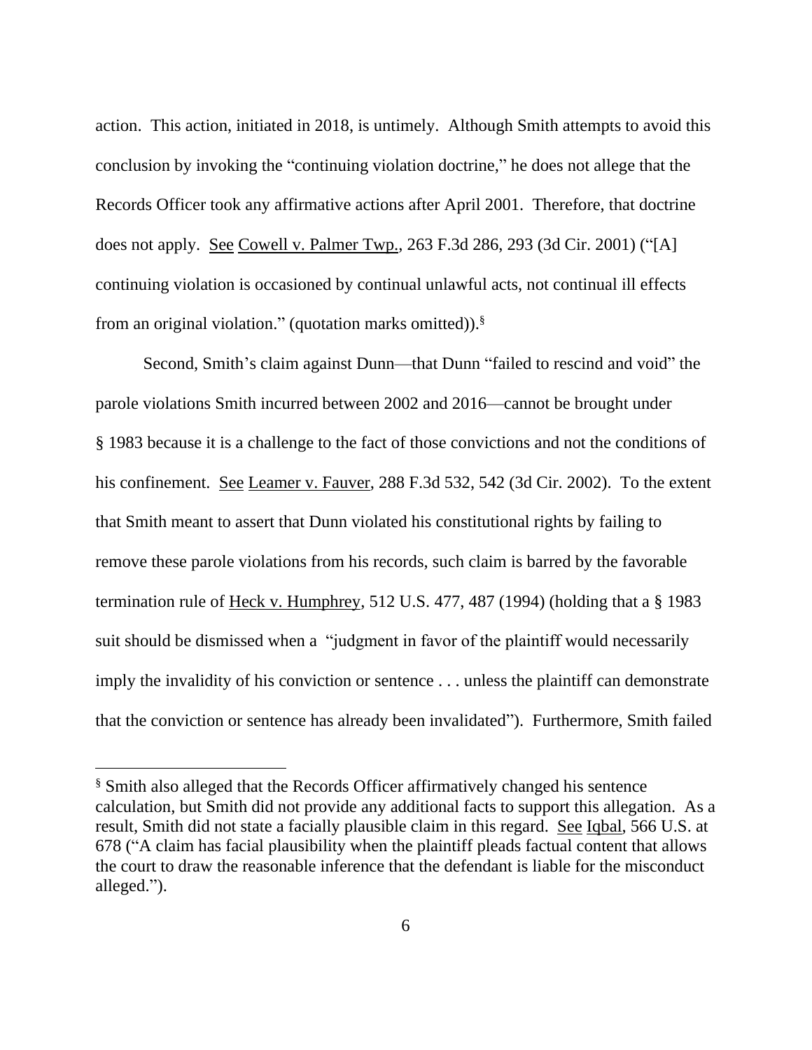action. This action, initiated in 2018, is untimely. Although Smith attempts to avoid this conclusion by invoking the "continuing violation doctrine," he does not allege that the Records Officer took any affirmative actions after April 2001. Therefore, that doctrine does not apply. See Cowell v. Palmer Twp., 263 F.3d 286, 293 (3d Cir. 2001) ("[A] continuing violation is occasioned by continual unlawful acts, not continual ill effects from an original violation." (quotation marks omitted)).[§]

Second, Smith's claim against Dunn—that Dunn "failed to rescind and void" the parole violations Smith incurred between 2002 and 2016—cannot be brought under § 1983 because it is a challenge to the fact of those convictions and not the conditions of his confinement. See Leamer v. Fauver, 288 F.3d 532, 542 (3d Cir. 2002). To the extent that Smith meant to assert that Dunn violated his constitutional rights by failing to remove these parole violations from his records, such claim is barred by the favorable termination rule of Heck v. Humphrey, 512 U.S. 477, 487 (1994) (holding that a § 1983 suit should be dismissed when a "judgment in favor of the plaintiff would necessarily imply the invalidity of his conviction or sentence . . . unless the plaintiff can demonstrate that the conviction or sentence has already been invalidated"). Furthermore, Smith failed

---

[§] Smith also alleged that the Records Officer affirmatively changed his sentence calculation, but Smith did not provide any additional facts to support this allegation. As a result, Smith did not state a facially plausible claim in this regard. See Iqbal, 566 U.S. at 678 ("A claim has facial plausibility when the plaintiff pleads factual content that allows the court to draw the reasonable inference that the defendant is liable for the misconduct alleged.").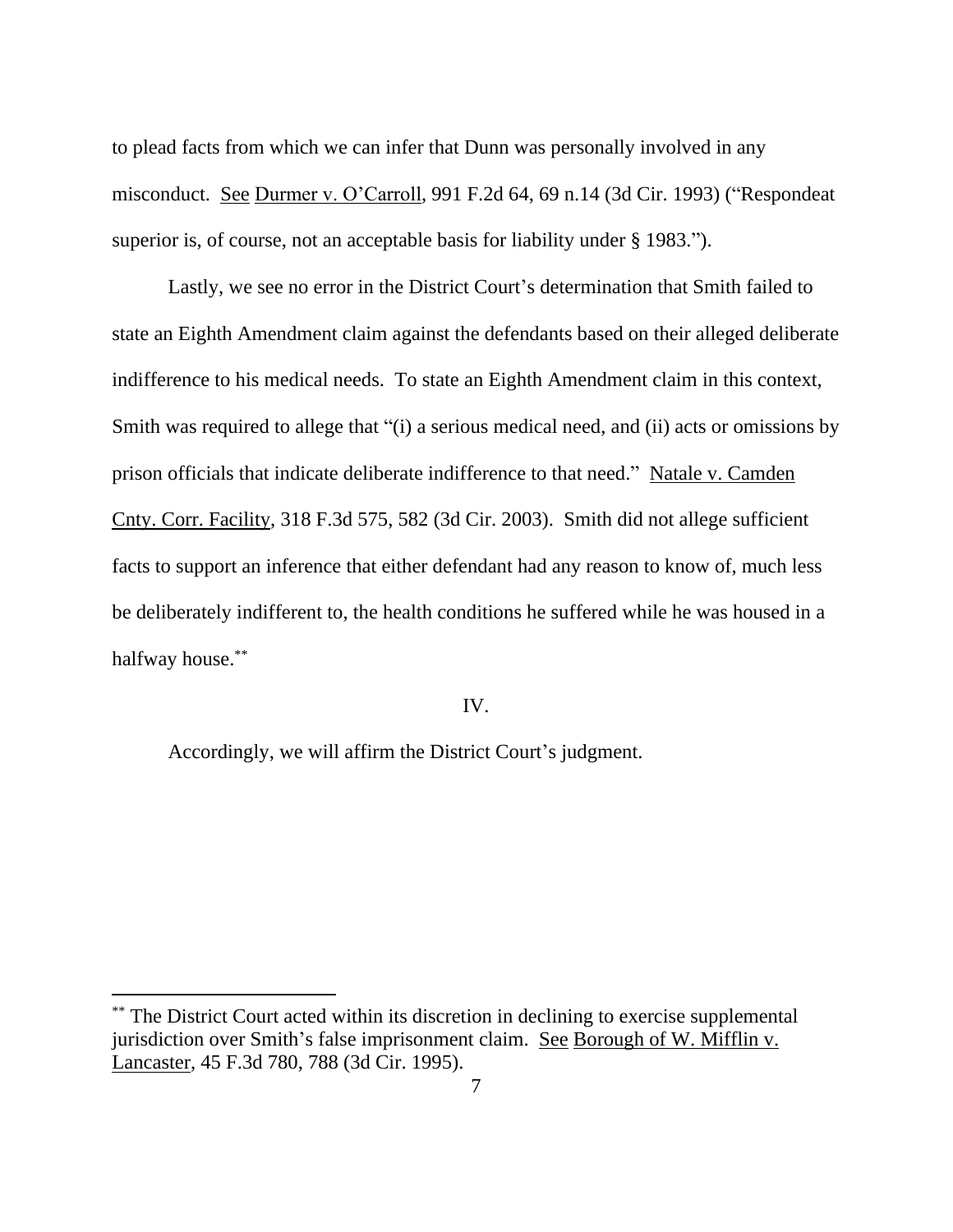to plead facts from which we can infer that Dunn was personally involved in any misconduct. See Durmer v. O'Carroll, 991 F.2d 64, 69 n.14 (3d Cir. 1993) ("Respondeat superior is, of course, not an acceptable basis for liability under § 1983.").

Lastly, we see no error in the District Court's determination that Smith failed to state an Eighth Amendment claim against the defendants based on their alleged deliberate indifference to his medical needs. To state an Eighth Amendment claim in this context, Smith was required to allege that "(i) a serious medical need, and (ii) acts or omissions by prison officials that indicate deliberate indifference to that need." Natale v. Camden Cnty. Corr. Facility, 318 F.3d 575, 582 (3d Cir. 2003). Smith did not allege sufficient facts to support an inference that either defendant had any reason to know of, much less be deliberately indifferent to, the health conditions he suffered while he was housed in a halfway house.[**]

IV.

Accordingly, we will affirm the District Court's judgment.

---

[**] The District Court acted within its discretion in declining to exercise supplemental jurisdiction over Smith's false imprisonment claim. See Borough of W. Mifflin v. Lancaster, 45 F.3d 780, 788 (3d Cir. 1995).